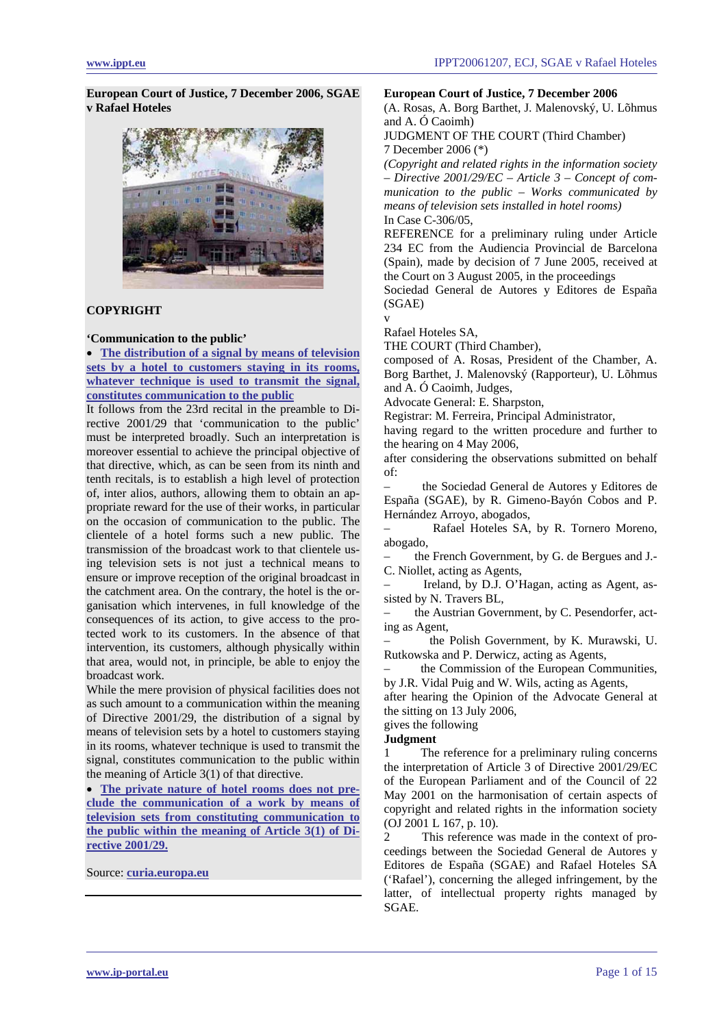**European Court of Justice, 7 December 2006, SGAE v Rafael Hoteles**

**COPYRIGHT**

**'Communication to the public'**

- **The distribution of a signal by means of television sets by a hotel to customers staying in its rooms, whatever technique is used to transmit the signal, constitutes communication to the public**

It follows from the 23rd recital in the preamble to Directive 2001/29 that 'communication to the public' must be interpreted broadly. Such an interpretation is moreover essential to achieve the principal objective of that directive, which, as can be seen from its ninth and tenth recitals, is to establish a high level of protection of, inter alios, authors, allowing them to obtain an appropriate reward for the use of their works, in particular on the occasion of communication to the public. The clientele of a hotel forms such a new public. The transmission of the broadcast work to that clientele using television sets is not just a technical means to ensure or improve reception of the original broadcast in the catchment area. On the contrary, the hotel is the organisation which intervenes, in full knowledge of the consequences of its action, to give access to the protected work to its customers. In the absence of that intervention, its customers, although physically within that area, would not, in principle, be able to enjoy the broadcast work.

While the mere provision of physical facilities does not as such amount to a communication within the meaning of Directive 2001/29, the distribution of a signal by means of television sets by a hotel to customers staying in its rooms, whatever technique is used to transmit the signal, constitutes communication to the public within the meaning of Article 3(1) of that directive.

- **The private nature of hotel rooms does not preclude the communication of a work by means of television sets from constituting communication to the public within the meaning of Article 3(1) of Directive 2001/29.**

Source: **curia.europa.eu**

**European Court of Justice, 7 December 2006**

(A. Rosas, A. Borg Barthet, J. Malenovský, U. Lõhmus and A. Ó Caoimh)

JUDGMENT OF THE COURT (Third Chamber)

7 December 2006 (*)

*(Copyright and related rights in the information society – Directive 2001/29/EC – Article 3 – Concept of communication to the public – Works communicated by means of television sets installed in hotel rooms)*

In Case C-306/05,

REFERENCE for a preliminary ruling under Article 234 EC from the Audiencia Provincial de Barcelona (Spain), made by decision of 7 June 2005, received at the Court on 3 August 2005, in the proceedings

Sociedad General de Autores y Editores de España (SGAE)

v

Rafael Hoteles SA,

THE COURT (Third Chamber),

composed of A. Rosas, President of the Chamber, A. Borg Barthet, J. Malenovský (Rapporteur), U. Lõhmus and A. Ó Caoimh, Judges,

Advocate General: E. Sharpston,

Registrar: M. Ferreira, Principal Administrator,

having regard to the written procedure and further to the hearing on 4 May 2006,

after considering the observations submitted on behalf of:

– the Sociedad General de Autores y Editores de España (SGAE), by R. Gimeno-Bayón Cobos and P. Hernández Arroyo, abogados,

– Rafael Hoteles SA, by R. Tornero Moreno, abogado,

– the French Government, by G. de Bergues and J.-C. Niollet, acting as Agents,

– Ireland, by D.J. O'Hagan, acting as Agent, assisted by N. Travers BL,

– the Austrian Government, by C. Pesendorfer, acting as Agent,

– the Polish Government, by K. Murawski, U. Rutkowska and P. Derwicz, acting as Agents,

– the Commission of the European Communities, by J.R. Vidal Puig and W. Wils, acting as Agents,

after hearing the Opinion of the Advocate General at the sitting on 13 July 2006,

gives the following

**Judgment**

1 The reference for a preliminary ruling concerns the interpretation of Article 3 of Directive 2001/29/EC of the European Parliament and of the Council of 22 May 2001 on the harmonisation of certain aspects of copyright and related rights in the information society (OJ 2001 L 167, p. 10).

2 This reference was made in the context of proceedings between the Sociedad General de Autores y Editores de España (SGAE) and Rafael Hoteles SA ('Rafael'), concerning the alleged infringement, by the latter, of intellectual property rights managed by SGAE.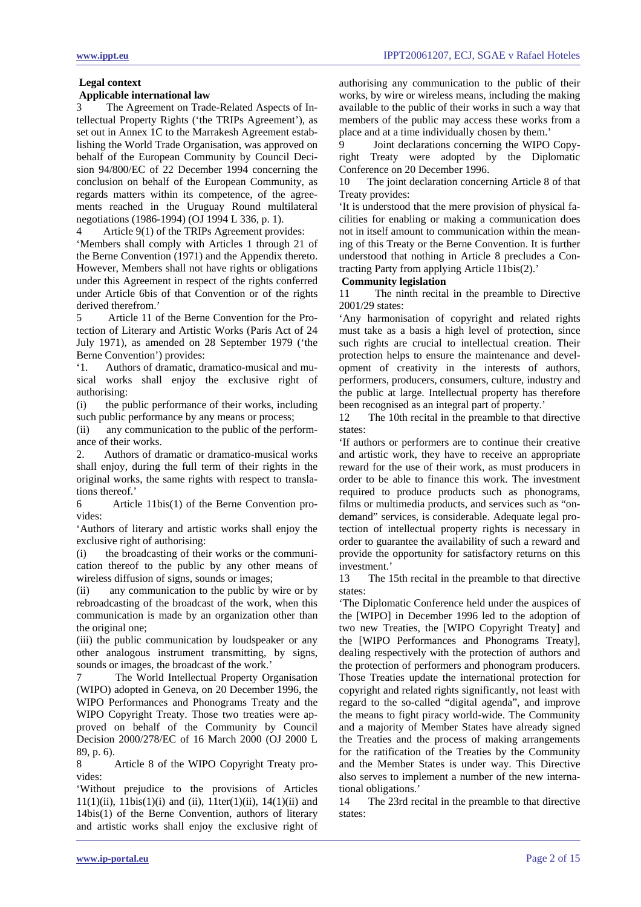**Legal context**

**Applicable international law**

3 The Agreement on Trade-Related Aspects of Intellectual Property Rights ('the TRIPs Agreement'), as set out in Annex 1C to the Marrakesh Agreement establishing the World Trade Organisation, was approved on behalf of the European Community by Council Decision 94/800/EC of 22 December 1994 concerning the conclusion on behalf of the European Community, as regards matters within its competence, of the agreements reached in the Uruguay Round multilateral negotiations (1986-1994) (OJ 1994 L 336, p. 1).

4 Article 9(1) of the TRIPs Agreement provides:

'Members shall comply with Articles 1 through 21 of the Berne Convention (1971) and the Appendix thereto. However, Members shall not have rights or obligations under this Agreement in respect of the rights conferred under Article 6bis of that Convention or of the rights derived therefrom.'

5 Article 11 of the Berne Convention for the Protection of Literary and Artistic Works (Paris Act of 24 July 1971), as amended on 28 September 1979 ('the Berne Convention') provides:

'1. Authors of dramatic, dramatico-musical and musical works shall enjoy the exclusive right of authorising:

(i) the public performance of their works, including such public performance by any means or process;

(ii) any communication to the public of the performance of their works.

2. Authors of dramatic or dramatico-musical works shall enjoy, during the full term of their rights in the original works, the same rights with respect to translations thereof.'

6 Article 11bis(1) of the Berne Convention provides:

'Authors of literary and artistic works shall enjoy the exclusive right of authorising:

(i) the broadcasting of their works or the communication thereof to the public by any other means of wireless diffusion of signs, sounds or images;

(ii) any communication to the public by wire or by rebroadcasting of the broadcast of the work, when this communication is made by an organization other than the original one;

(iii) the public communication by loudspeaker or any other analogous instrument transmitting, by signs, sounds or images, the broadcast of the work.'

7 The World Intellectual Property Organisation (WIPO) adopted in Geneva, on 20 December 1996, the WIPO Performances and Phonograms Treaty and the WIPO Copyright Treaty. Those two treaties were approved on behalf of the Community by Council Decision 2000/278/EC of 16 March 2000 (OJ 2000 L 89, p. 6).

8 Article 8 of the WIPO Copyright Treaty provides:

'Without prejudice to the provisions of Articles 11(1)(ii), 11bis(1)(i) and (ii), 11ter(1)(ii), 14(1)(ii) and 14bis(1) of the Berne Convention, authors of literary and artistic works shall enjoy the exclusive right of authorising any communication to the public of their works, by wire or wireless means, including the making available to the public of their works in such a way that members of the public may access these works from a place and at a time individually chosen by them.'

9 Joint declarations concerning the WIPO Copyright Treaty were adopted by the Diplomatic Conference on 20 December 1996.

10 The joint declaration concerning Article 8 of that Treaty provides:

'It is understood that the mere provision of physical facilities for enabling or making a communication does not in itself amount to communication within the meaning of this Treaty or the Berne Convention. It is further understood that nothing in Article 8 precludes a Contracting Party from applying Article 11bis(2).'

**Community legislation**

11 The ninth recital in the preamble to Directive 2001/29 states:

'Any harmonisation of copyright and related rights must take as a basis a high level of protection, since such rights are crucial to intellectual creation. Their protection helps to ensure the maintenance and development of creativity in the interests of authors, performers, producers, consumers, culture, industry and the public at large. Intellectual property has therefore been recognised as an integral part of property.'

12 The 10th recital in the preamble to that directive states:

'If authors or performers are to continue their creative and artistic work, they have to receive an appropriate reward for the use of their work, as must producers in order to be able to finance this work. The investment required to produce products such as phonograms, films or multimedia products, and services such as "on-demand" services, is considerable. Adequate legal protection of intellectual property rights is necessary in order to guarantee the availability of such a reward and provide the opportunity for satisfactory returns on this investment.'

13 The 15th recital in the preamble to that directive states:

'The Diplomatic Conference held under the auspices of the [WIPO] in December 1996 led to the adoption of two new Treaties, the [WIPO Copyright Treaty] and the [WIPO Performances and Phonograms Treaty], dealing respectively with the protection of authors and the protection of performers and phonogram producers. Those Treaties update the international protection for copyright and related rights significantly, not least with regard to the so-called "digital agenda", and improve the means to fight piracy world-wide. The Community and a majority of Member States have already signed the Treaties and the process of making arrangements for the ratification of the Treaties by the Community and the Member States is under way. This Directive also serves to implement a number of the new international obligations.'

14 The 23rd recital in the preamble to that directive states: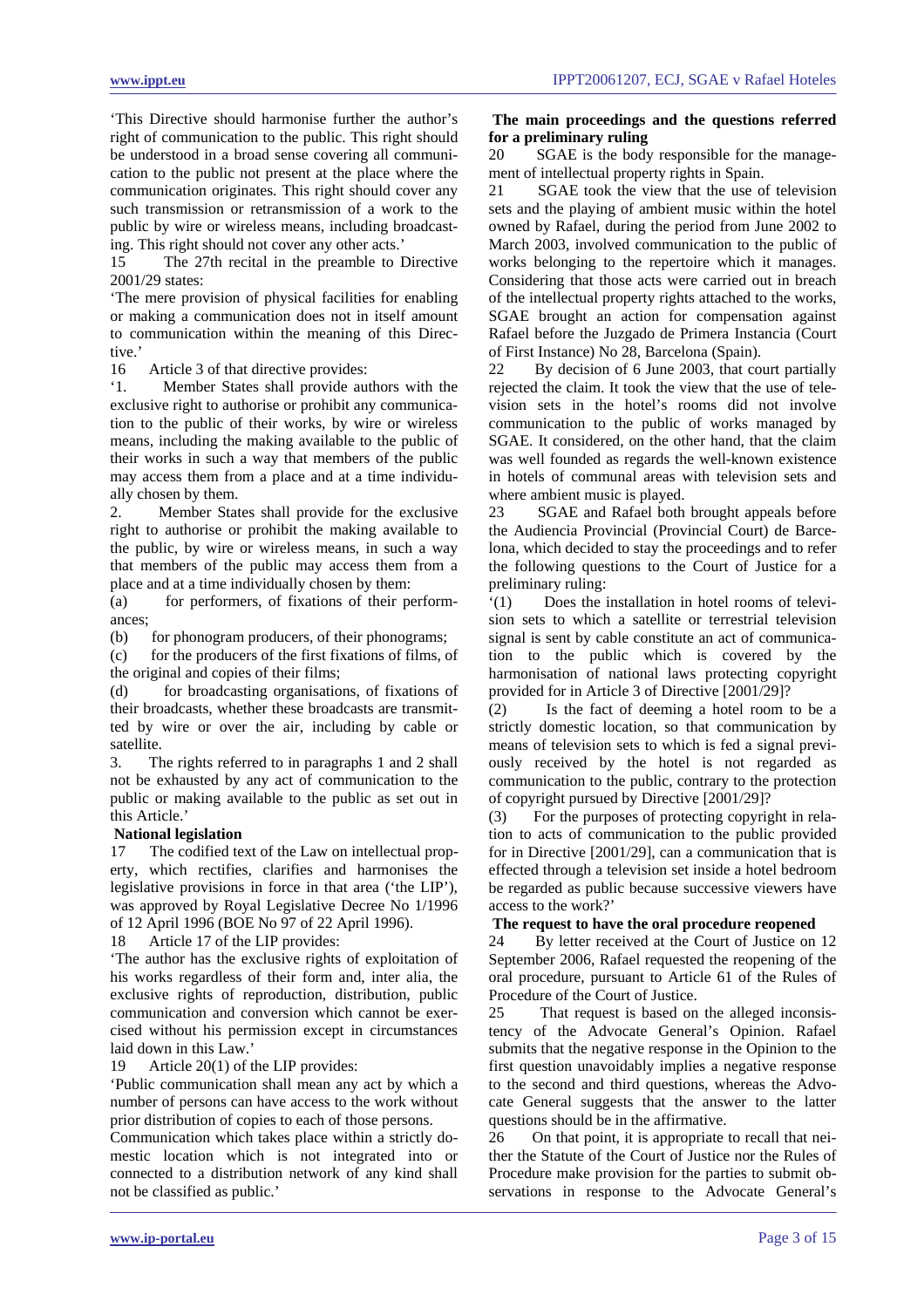'This Directive should harmonise further the author's right of communication to the public. This right should be understood in a broad sense covering all communication to the public not present at the place where the communication originates. This right should cover any such transmission or retransmission of a work to the public by wire or wireless means, including broadcasting. This right should not cover any other acts.'

15 The 27th recital in the preamble to Directive 2001/29 states:

'The mere provision of physical facilities for enabling or making a communication does not in itself amount to communication within the meaning of this Directive.'

16 Article 3 of that directive provides:

'1. Member States shall provide authors with the exclusive right to authorise or prohibit any communication to the public of their works, by wire or wireless means, including the making available to the public of their works in such a way that members of the public may access them from a place and at a time individually chosen by them.

2. Member States shall provide for the exclusive right to authorise or prohibit the making available to the public, by wire or wireless means, in such a way that members of the public may access them from a place and at a time individually chosen by them:

(a) for performers, of fixations of their performances;

(b) for phonogram producers, of their phonograms;

(c) for the producers of the first fixations of films, of the original and copies of their films;

(d) for broadcasting organisations, of fixations of their broadcasts, whether these broadcasts are transmitted by wire or over the air, including by cable or satellite.

3. The rights referred to in paragraphs 1 and 2 shall not be exhausted by any act of communication to the public or making available to the public as set out in this Article.'

**National legislation**

17 The codified text of the Law on intellectual property, which rectifies, clarifies and harmonises the legislative provisions in force in that area ('the LIP'), was approved by Royal Legislative Decree No 1/1996 of 12 April 1996 (BOE No 97 of 22 April 1996).

18 Article 17 of the LIP provides:

'The author has the exclusive rights of exploitation of his works regardless of their form and, inter alia, the exclusive rights of reproduction, distribution, public communication and conversion which cannot be exercised without his permission except in circumstances laid down in this Law.'

19 Article 20(1) of the LIP provides:

'Public communication shall mean any act by which a number of persons can have access to the work without prior distribution of copies to each of those persons.

Communication which takes place within a strictly domestic location which is not integrated into or connected to a distribution network of any kind shall not be classified as public.'

**The main proceedings and the questions referred for a preliminary ruling**

20 SGAE is the body responsible for the management of intellectual property rights in Spain.

21 SGAE took the view that the use of television sets and the playing of ambient music within the hotel owned by Rafael, during the period from June 2002 to March 2003, involved communication to the public of works belonging to the repertoire which it manages. Considering that those acts were carried out in breach of the intellectual property rights attached to the works, SGAE brought an action for compensation against Rafael before the Juzgado de Primera Instancia (Court of First Instance) No 28, Barcelona (Spain).

22 By decision of 6 June 2003, that court partially rejected the claim. It took the view that the use of television sets in the hotel's rooms did not involve communication to the public of works managed by SGAE. It considered, on the other hand, that the claim was well founded as regards the well-known existence in hotels of communal areas with television sets and where ambient music is played.

23 SGAE and Rafael both brought appeals before the Audiencia Provincial (Provincial Court) de Barcelona, which decided to stay the proceedings and to refer the following questions to the Court of Justice for a preliminary ruling:

'(1) Does the installation in hotel rooms of television sets to which a satellite or terrestrial television signal is sent by cable constitute an act of communication to the public which is covered by the harmonisation of national laws protecting copyright provided for in Article 3 of Directive [2001/29]?

(2) Is the fact of deeming a hotel room to be a strictly domestic location, so that communication by means of television sets to which is fed a signal previously received by the hotel is not regarded as communication to the public, contrary to the protection of copyright pursued by Directive [2001/29]?

(3) For the purposes of protecting copyright in relation to acts of communication to the public provided for in Directive [2001/29], can a communication that is effected through a television set inside a hotel bedroom be regarded as public because successive viewers have access to the work?'

**The request to have the oral procedure reopened**

24 By letter received at the Court of Justice on 12 September 2006, Rafael requested the reopening of the oral procedure, pursuant to Article 61 of the Rules of Procedure of the Court of Justice.

25 That request is based on the alleged inconsistency of the Advocate General's Opinion. Rafael submits that the negative response in the Opinion to the first question unavoidably implies a negative response to the second and third questions, whereas the Advocate General suggests that the answer to the latter questions should be in the affirmative.

26 On that point, it is appropriate to recall that neither the Statute of the Court of Justice nor the Rules of Procedure make provision for the parties to submit observations in response to the Advocate General's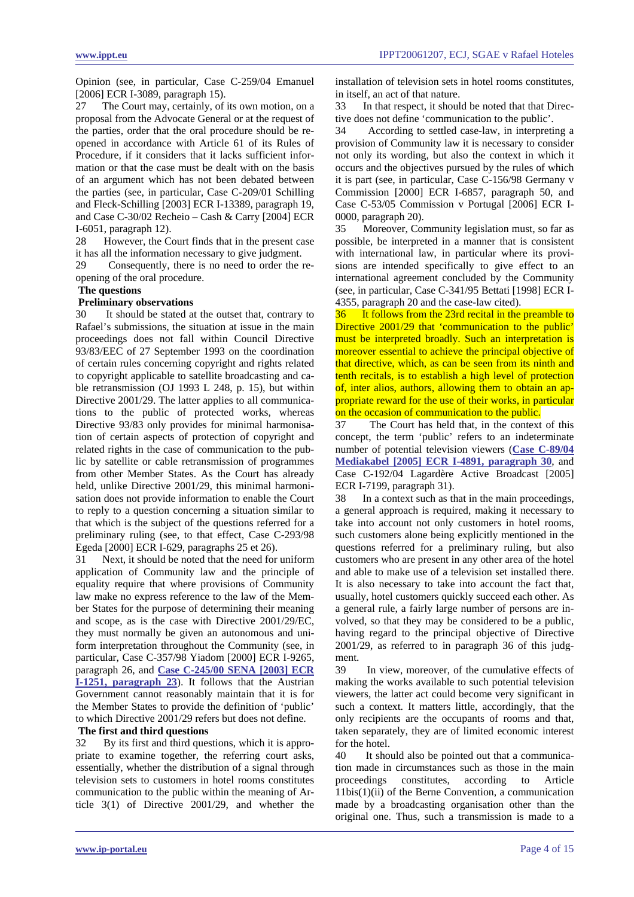Opinion (see, in particular, Case C-259/04 Emanuel [2006] ECR I-3089, paragraph 15).

27 The Court may, certainly, of its own motion, on a proposal from the Advocate General or at the request of the parties, order that the oral procedure should be reopened in accordance with Article 61 of its Rules of Procedure, if it considers that it lacks sufficient information or that the case must be dealt with on the basis of an argument which has not been debated between the parties (see, in particular, Case C-209/01 Schilling and Fleck-Schilling [2003] ECR I-13389, paragraph 19, and Case C-30/02 Recheio – Cash & Carry [2004] ECR I-6051, paragraph 12).

28 However, the Court finds that in the present case it has all the information necessary to give judgment.

29 Consequently, there is no need to order the reopening of the oral procedure.

**The questions**

**Preliminary observations**

30 It should be stated at the outset that, contrary to Rafael's submissions, the situation at issue in the main proceedings does not fall within Council Directive 93/83/EEC of 27 September 1993 on the coordination of certain rules concerning copyright and rights related to copyright applicable to satellite broadcasting and cable retransmission (OJ 1993 L 248, p. 15), but within Directive 2001/29. The latter applies to all communications to the public of protected works, whereas Directive 93/83 only provides for minimal harmonisation of certain aspects of protection of copyright and related rights in the case of communication to the public by satellite or cable retransmission of programmes from other Member States. As the Court has already held, unlike Directive 2001/29, this minimal harmonisation does not provide information to enable the Court to reply to a question concerning a situation similar to that which is the subject of the questions referred for a preliminary ruling (see, to that effect, Case C-293/98 Egeda [2000] ECR I-629, paragraphs 25 et 26).

31 Next, it should be noted that the need for uniform application of Community law and the principle of equality require that where provisions of Community law make no express reference to the law of the Member States for the purpose of determining their meaning and scope, as is the case with Directive 2001/29/EC, they must normally be given an autonomous and uniform interpretation throughout the Community (see, in particular, Case C-357/98 Yiadom [2000] ECR I-9265, paragraph 26, and **Case C-245/00 SENA [2003] ECR I-1251, paragraph 23**). It follows that the Austrian Government cannot reasonably maintain that it is for the Member States to provide the definition of 'public' to which Directive 2001/29 refers but does not define.

**The first and third questions**

32 By its first and third questions, which it is appropriate to examine together, the referring court asks, essentially, whether the distribution of a signal through television sets to customers in hotel rooms constitutes communication to the public within the meaning of Article 3(1) of Directive 2001/29, and whether the installation of television sets in hotel rooms constitutes, in itself, an act of that nature.

33 In that respect, it should be noted that that Directive does not define 'communication to the public'.

34 According to settled case-law, in interpreting a provision of Community law it is necessary to consider not only its wording, but also the context in which it occurs and the objectives pursued by the rules of which it is part (see, in particular, Case C-156/98 Germany v Commission [2000] ECR I-6857, paragraph 50, and Case C-53/05 Commission v Portugal [2006] ECR I-0000, paragraph 20).

35 Moreover, Community legislation must, so far as possible, be interpreted in a manner that is consistent with international law, in particular where its provisions are intended specifically to give effect to an international agreement concluded by the Community (see, in particular, Case C-341/95 Bettati [1998] ECR I-4355, paragraph 20 and the case-law cited).

36 It follows from the 23rd recital in the preamble to Directive 2001/29 that 'communication to the public' must be interpreted broadly. Such an interpretation is moreover essential to achieve the principal objective of that directive, which, as can be seen from its ninth and tenth recitals, is to establish a high level of protection of, inter alios, authors, allowing them to obtain an appropriate reward for the use of their works, in particular on the occasion of communication to the public.

37 The Court has held that, in the context of this concept, the term 'public' refers to an indeterminate number of potential television viewers (**Case C-89/04 Mediakabel [2005] ECR I-4891, paragraph 30**, and Case C-192/04 Lagardère Active Broadcast [2005] ECR I-7199, paragraph 31).

38 In a context such as that in the main proceedings, a general approach is required, making it necessary to take into account not only customers in hotel rooms, such customers alone being explicitly mentioned in the questions referred for a preliminary ruling, but also customers who are present in any other area of the hotel and able to make use of a television set installed there. It is also necessary to take into account the fact that, usually, hotel customers quickly succeed each other. As a general rule, a fairly large number of persons are involved, so that they may be considered to be a public, having regard to the principal objective of Directive 2001/29, as referred to in paragraph 36 of this judgment.

39 In view, moreover, of the cumulative effects of making the works available to such potential television viewers, the latter act could become very significant in such a context. It matters little, accordingly, that the only recipients are the occupants of rooms and that, taken separately, they are of limited economic interest for the hotel.

40 It should also be pointed out that a communication made in circumstances such as those in the main proceedings constitutes, according to Article 11bis(1)(ii) of the Berne Convention, a communication made by a broadcasting organisation other than the original one. Thus, such a transmission is made to a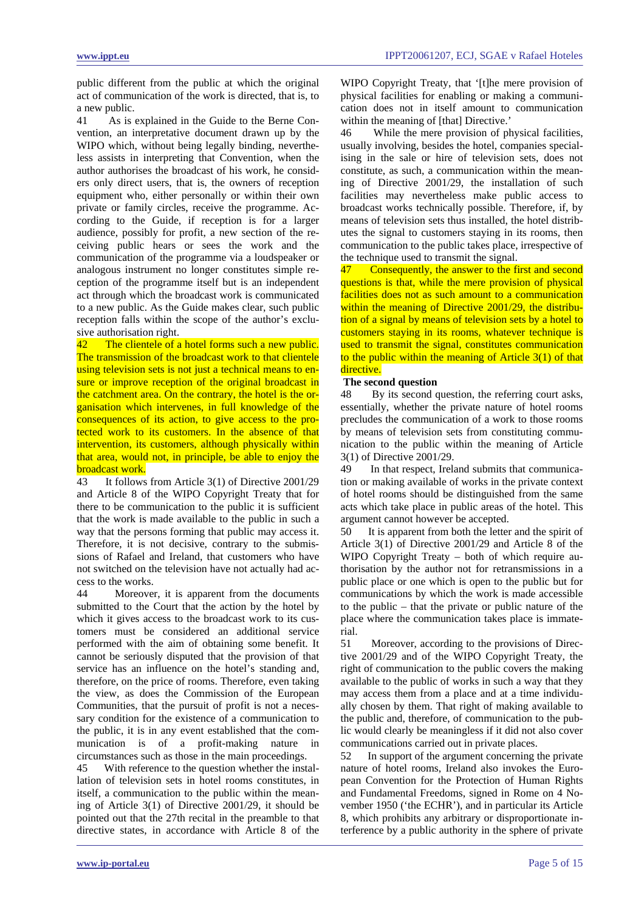public different from the public at which the original act of communication of the work is directed, that is, to a new public.

41 As is explained in the Guide to the Berne Convention, an interpretative document drawn up by the WIPO which, without being legally binding, nevertheless assists in interpreting that Convention, when the author authorises the broadcast of his work, he considers only direct users, that is, the owners of reception equipment who, either personally or within their own private or family circles, receive the programme. According to the Guide, if reception is for a larger audience, possibly for profit, a new section of the receiving public hears or sees the work and the communication of the programme via a loudspeaker or analogous instrument no longer constitutes simple reception of the programme itself but is an independent act through which the broadcast work is communicated to a new public. As the Guide makes clear, such public reception falls within the scope of the author's exclusive authorisation right.

42 The clientele of a hotel forms such a new public. The transmission of the broadcast work to that clientele using television sets is not just a technical means to ensure or improve reception of the original broadcast in the catchment area. On the contrary, the hotel is the organisation which intervenes, in full knowledge of the consequences of its action, to give access to the protected work to its customers. In the absence of that intervention, its customers, although physically within that area, would not, in principle, be able to enjoy the broadcast work.

43 It follows from Article 3(1) of Directive 2001/29 and Article 8 of the WIPO Copyright Treaty that for there to be communication to the public it is sufficient that the work is made available to the public in such a way that the persons forming that public may access it. Therefore, it is not decisive, contrary to the submissions of Rafael and Ireland, that customers who have not switched on the television have not actually had access to the works.

44 Moreover, it is apparent from the documents submitted to the Court that the action by the hotel by which it gives access to the broadcast work to its customers must be considered an additional service performed with the aim of obtaining some benefit. It cannot be seriously disputed that the provision of that service has an influence on the hotel's standing and, therefore, on the price of rooms. Therefore, even taking the view, as does the Commission of the European Communities, that the pursuit of profit is not a necessary condition for the existence of a communication to the public, it is in any event established that the communication is of a profit-making nature in circumstances such as those in the main proceedings.

45 With reference to the question whether the installation of television sets in hotel rooms constitutes, in itself, a communication to the public within the meaning of Article 3(1) of Directive 2001/29, it should be pointed out that the 27th recital in the preamble to that directive states, in accordance with Article 8 of the WIPO Copyright Treaty, that '[t]he mere provision of physical facilities for enabling or making a communication does not in itself amount to communication within the meaning of [that] Directive.'

46 While the mere provision of physical facilities, usually involving, besides the hotel, companies specialising in the sale or hire of television sets, does not constitute, as such, a communication within the meaning of Directive 2001/29, the installation of such facilities may nevertheless make public access to broadcast works technically possible. Therefore, if, by means of television sets thus installed, the hotel distributes the signal to customers staying in its rooms, then communication to the public takes place, irrespective of the technique used to transmit the signal.

47 Consequently, the answer to the first and second questions is that, while the mere provision of physical facilities does not as such amount to a communication within the meaning of Directive 2001/29, the distribution of a signal by means of television sets by a hotel to customers staying in its rooms, whatever technique is used to transmit the signal, constitutes communication to the public within the meaning of Article 3(1) of that directive.

**The second question**

48 By its second question, the referring court asks, essentially, whether the private nature of hotel rooms precludes the communication of a work to those rooms by means of television sets from constituting communication to the public within the meaning of Article 3(1) of Directive 2001/29.

49 In that respect, Ireland submits that communication or making available of works in the private context of hotel rooms should be distinguished from the same acts which take place in public areas of the hotel. This argument cannot however be accepted.

50 It is apparent from both the letter and the spirit of Article 3(1) of Directive 2001/29 and Article 8 of the WIPO Copyright Treaty – both of which require authorisation by the author not for retransmissions in a public place or one which is open to the public but for communications by which the work is made accessible to the public – that the private or public nature of the place where the communication takes place is immaterial.

51 Moreover, according to the provisions of Directive 2001/29 and of the WIPO Copyright Treaty, the right of communication to the public covers the making available to the public of works in such a way that they may access them from a place and at a time individually chosen by them. That right of making available to the public and, therefore, of communication to the public would clearly be meaningless if it did not also cover communications carried out in private places.

52 In support of the argument concerning the private nature of hotel rooms, Ireland also invokes the European Convention for the Protection of Human Rights and Fundamental Freedoms, signed in Rome on 4 November 1950 ('the ECHR'), and in particular its Article 8, which prohibits any arbitrary or disproportionate interference by a public authority in the sphere of private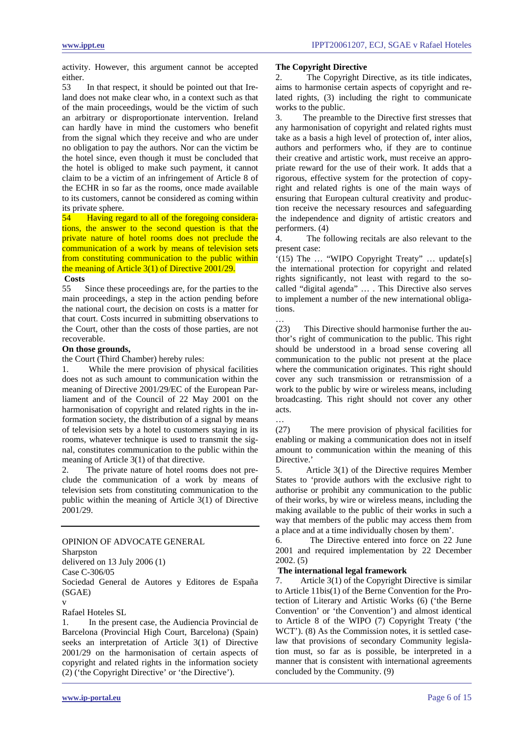activity. However, this argument cannot be accepted either.

53 In that respect, it should be pointed out that Ireland does not make clear who, in a context such as that of the main proceedings, would be the victim of such an arbitrary or disproportionate intervention. Ireland can hardly have in mind the customers who benefit from the signal which they receive and who are under no obligation to pay the authors. Nor can the victim be the hotel since, even though it must be concluded that the hotel is obliged to make such payment, it cannot claim to be a victim of an infringement of Article 8 of the ECHR in so far as the rooms, once made available to its customers, cannot be considered as coming within its private sphere.

54 Having regard to all of the foregoing considerations, the answer to the second question is that the private nature of hotel rooms does not preclude the communication of a work by means of television sets from constituting communication to the public within the meaning of Article 3(1) of Directive 2001/29.

**Costs**

55 Since these proceedings are, for the parties to the main proceedings, a step in the action pending before the national court, the decision on costs is a matter for that court. Costs incurred in submitting observations to the Court, other than the costs of those parties, are not recoverable.

**On those grounds,**

the Court (Third Chamber) hereby rules:

1. While the mere provision of physical facilities does not as such amount to communication within the meaning of Directive 2001/29/EC of the European Parliament and of the Council of 22 May 2001 on the harmonisation of copyright and related rights in the information society, the distribution of a signal by means of television sets by a hotel to customers staying in its rooms, whatever technique is used to transmit the signal, constitutes communication to the public within the meaning of Article 3(1) of that directive.

2. The private nature of hotel rooms does not preclude the communication of a work by means of television sets from constituting communication to the public within the meaning of Article 3(1) of Directive 2001/29.

---

OPINION OF ADVOCATE GENERAL

Sharpston

delivered on 13 July 2006 (1)

Case C-306/05

Sociedad General de Autores y Editores de España (SGAE)

v

Rafael Hoteles SL

1. In the present case, the Audiencia Provincial de Barcelona (Provincial High Court, Barcelona) (Spain) seeks an interpretation of Article 3(1) of Directive 2001/29 on the harmonisation of certain aspects of copyright and related rights in the information society (2) ('the Copyright Directive' or 'the Directive').

**The Copyright Directive**

2. The Copyright Directive, as its title indicates, aims to harmonise certain aspects of copyright and related rights, (3) including the right to communicate works to the public.

3. The preamble to the Directive first stresses that any harmonisation of copyright and related rights must take as a basis a high level of protection of, inter alios, authors and performers who, if they are to continue their creative and artistic work, must receive an appropriate reward for the use of their work. It adds that a rigorous, effective system for the protection of copyright and related rights is one of the main ways of ensuring that European cultural creativity and production receive the necessary resources and safeguarding the independence and dignity of artistic creators and performers. (4)

4. The following recitals are also relevant to the present case:

'(15) The … "WIPO Copyright Treaty" … update[s] the international protection for copyright and related rights significantly, not least with regard to the so-called "digital agenda" … . This Directive also serves to implement a number of the new international obligations.

…

(23) This Directive should harmonise further the author's right of communication to the public. This right should be understood in a broad sense covering all communication to the public not present at the place where the communication originates. This right should cover any such transmission or retransmission of a work to the public by wire or wireless means, including broadcasting. This right should not cover any other acts.

…

(27) The mere provision of physical facilities for enabling or making a communication does not in itself amount to communication within the meaning of this Directive.'

5. Article 3(1) of the Directive requires Member States to 'provide authors with the exclusive right to authorise or prohibit any communication to the public of their works, by wire or wireless means, including the making available to the public of their works in such a way that members of the public may access them from a place and at a time individually chosen by them'.

6. The Directive entered into force on 22 June 2001 and required implementation by 22 December 2002. (5)

**The international legal framework**

7. Article 3(1) of the Copyright Directive is similar to Article 11bis(1) of the Berne Convention for the Protection of Literary and Artistic Works (6) ('the Berne Convention' or 'the Convention') and almost identical to Article 8 of the WIPO (7) Copyright Treaty ('the WCT'). (8) As the Commission notes, it is settled case-law that provisions of secondary Community legislation must, so far as is possible, be interpreted in a manner that is consistent with international agreements concluded by the Community. (9)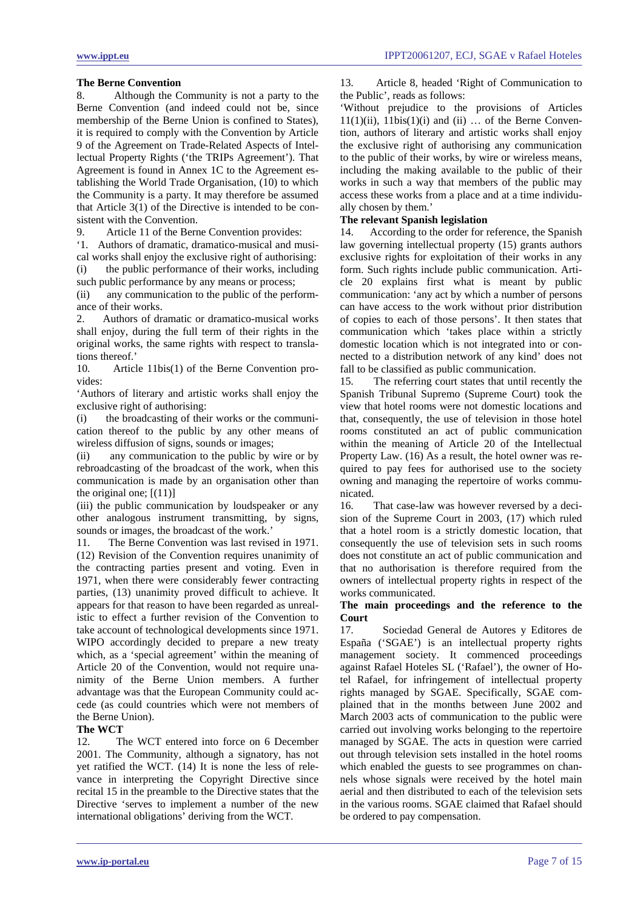**The Berne Convention**

8. Although the Community is not a party to the Berne Convention (and indeed could not be, since membership of the Berne Union is confined to States), it is required to comply with the Convention by Article 9 of the Agreement on Trade-Related Aspects of Intellectual Property Rights ('the TRIPs Agreement'). That Agreement is found in Annex 1C to the Agreement establishing the World Trade Organisation, (10) to which the Community is a party. It may therefore be assumed that Article 3(1) of the Directive is intended to be consistent with the Convention.

9. Article 11 of the Berne Convention provides:

'1. Authors of dramatic, dramatico-musical and musical works shall enjoy the exclusive right of authorising:

(i) the public performance of their works, including such public performance by any means or process;

(ii) any communication to the public of the performance of their works.

2. Authors of dramatic or dramatico-musical works shall enjoy, during the full term of their rights in the original works, the same rights with respect to translations thereof.'

10. Article 11bis(1) of the Berne Convention provides:

'Authors of literary and artistic works shall enjoy the exclusive right of authorising:

(i) the broadcasting of their works or the communication thereof to the public by any other means of wireless diffusion of signs, sounds or images;

(ii) any communication to the public by wire or by rebroadcasting of the broadcast of the work, when this communication is made by an organisation other than the original one; [(11)]

(iii) the public communication by loudspeaker or any other analogous instrument transmitting, by signs, sounds or images, the broadcast of the work.'

11. The Berne Convention was last revised in 1971. (12) Revision of the Convention requires unanimity of the contracting parties present and voting. Even in 1971, when there were considerably fewer contracting parties, (13) unanimity proved difficult to achieve. It appears for that reason to have been regarded as unrealistic to effect a further revision of the Convention to take account of technological developments since 1971. WIPO accordingly decided to prepare a new treaty which, as a 'special agreement' within the meaning of Article 20 of the Convention, would not require unanimity of the Berne Union members. A further advantage was that the European Community could accede (as could countries which were not members of the Berne Union).

**The WCT**

12. The WCT entered into force on 6 December 2001. The Community, although a signatory, has not yet ratified the WCT. (14) It is none the less of relevance in interpreting the Copyright Directive since recital 15 in the preamble to the Directive states that the Directive 'serves to implement a number of the new international obligations' deriving from the WCT.

13. Article 8, headed 'Right of Communication to the Public', reads as follows:

'Without prejudice to the provisions of Articles 11(1)(ii), 11bis(1)(i) and (ii) … of the Berne Convention, authors of literary and artistic works shall enjoy the exclusive right of authorising any communication to the public of their works, by wire or wireless means, including the making available to the public of their works in such a way that members of the public may access these works from a place and at a time individually chosen by them.'

**The relevant Spanish legislation**

14. According to the order for reference, the Spanish law governing intellectual property (15) grants authors exclusive rights for exploitation of their works in any form. Such rights include public communication. Article 20 explains first what is meant by public communication: 'any act by which a number of persons can have access to the work without prior distribution of copies to each of those persons'. It then states that communication which 'takes place within a strictly domestic location which is not integrated into or connected to a distribution network of any kind' does not fall to be classified as public communication.

15. The referring court states that until recently the Spanish Tribunal Supremo (Supreme Court) took the view that hotel rooms were not domestic locations and that, consequently, the use of television in those hotel rooms constituted an act of public communication within the meaning of Article 20 of the Intellectual Property Law. (16) As a result, the hotel owner was required to pay fees for authorised use to the society owning and managing the repertoire of works communicated.

16. That case-law was however reversed by a decision of the Supreme Court in 2003, (17) which ruled that a hotel room is a strictly domestic location, that consequently the use of television sets in such rooms does not constitute an act of public communication and that no authorisation is therefore required from the owners of intellectual property rights in respect of the works communicated.

**The main proceedings and the reference to the Court**

17. Sociedad General de Autores y Editores de España ('SGAE') is an intellectual property rights management society. It commenced proceedings against Rafael Hoteles SL ('Rafael'), the owner of Hotel Rafael, for infringement of intellectual property rights managed by SGAE. Specifically, SGAE complained that in the months between June 2002 and March 2003 acts of communication to the public were carried out involving works belonging to the repertoire managed by SGAE. The acts in question were carried out through television sets installed in the hotel rooms which enabled the guests to see programmes on channels whose signals were received by the hotel main aerial and then distributed to each of the television sets in the various rooms. SGAE claimed that Rafael should be ordered to pay compensation.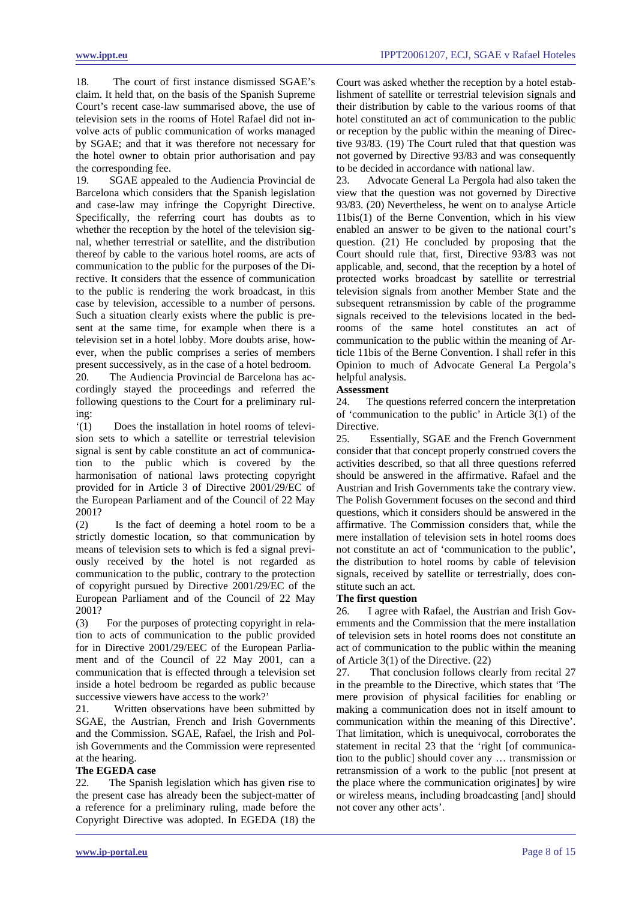18. The court of first instance dismissed SGAE's claim. It held that, on the basis of the Spanish Supreme Court's recent case-law summarised above, the use of television sets in the rooms of Hotel Rafael did not involve acts of public communication of works managed by SGAE; and that it was therefore not necessary for the hotel owner to obtain prior authorisation and pay the corresponding fee.

19. SGAE appealed to the Audiencia Provincial de Barcelona which considers that the Spanish legislation and case-law may infringe the Copyright Directive. Specifically, the referring court has doubts as to whether the reception by the hotel of the television signal, whether terrestrial or satellite, and the distribution thereof by cable to the various hotel rooms, are acts of communication to the public for the purposes of the Directive. It considers that the essence of communication to the public is rendering the work broadcast, in this case by television, accessible to a number of persons. Such a situation clearly exists where the public is present at the same time, for example when there is a television set in a hotel lobby. More doubts arise, however, when the public comprises a series of members present successively, as in the case of a hotel bedroom.

20. The Audiencia Provincial de Barcelona has accordingly stayed the proceedings and referred the following questions to the Court for a preliminary ruling:

'(1) Does the installation in hotel rooms of television sets to which a satellite or terrestrial television signal is sent by cable constitute an act of communication to the public which is covered by the harmonisation of national laws protecting copyright provided for in Article 3 of Directive 2001/29/EC of the European Parliament and of the Council of 22 May 2001?

(2) Is the fact of deeming a hotel room to be a strictly domestic location, so that communication by means of television sets to which is fed a signal previously received by the hotel is not regarded as communication to the public, contrary to the protection of copyright pursued by Directive 2001/29/EC of the European Parliament and of the Council of 22 May 2001?

(3) For the purposes of protecting copyright in relation to acts of communication to the public provided for in Directive 2001/29/EEC of the European Parliament and of the Council of 22 May 2001, can a communication that is effected through a television set inside a hotel bedroom be regarded as public because successive viewers have access to the work?'

21. Written observations have been submitted by SGAE, the Austrian, French and Irish Governments and the Commission. SGAE, Rafael, the Irish and Polish Governments and the Commission were represented at the hearing.

**The EGEDA case**

22. The Spanish legislation which has given rise to the present case has already been the subject-matter of a reference for a preliminary ruling, made before the Copyright Directive was adopted. In EGEDA (18) the Court was asked whether the reception by a hotel establishment of satellite or terrestrial television signals and their distribution by cable to the various rooms of that hotel constituted an act of communication to the public or reception by the public within the meaning of Directive 93/83. (19) The Court ruled that that question was not governed by Directive 93/83 and was consequently to be decided in accordance with national law.

23. Advocate General La Pergola had also taken the view that the question was not governed by Directive 93/83. (20) Nevertheless, he went on to analyse Article 11bis(1) of the Berne Convention, which in his view enabled an answer to be given to the national court's question. (21) He concluded by proposing that the Court should rule that, first, Directive 93/83 was not applicable, and, second, that the reception by a hotel of protected works broadcast by satellite or terrestrial television signals from another Member State and the subsequent retransmission by cable of the programme signals received to the televisions located in the bedrooms of the same hotel constitutes an act of communication to the public within the meaning of Article 11bis of the Berne Convention. I shall refer in this Opinion to much of Advocate General La Pergola's helpful analysis.

**Assessment**

24. The questions referred concern the interpretation of 'communication to the public' in Article 3(1) of the Directive.

25. Essentially, SGAE and the French Government consider that that concept properly construed covers the activities described, so that all three questions referred should be answered in the affirmative. Rafael and the Austrian and Irish Governments take the contrary view. The Polish Government focuses on the second and third questions, which it considers should be answered in the affirmative. The Commission considers that, while the mere installation of television sets in hotel rooms does not constitute an act of 'communication to the public', the distribution to hotel rooms by cable of television signals, received by satellite or terrestrially, does constitute such an act.

**The first question**

26. I agree with Rafael, the Austrian and Irish Governments and the Commission that the mere installation of television sets in hotel rooms does not constitute an act of communication to the public within the meaning of Article 3(1) of the Directive. (22)

27. That conclusion follows clearly from recital 27 in the preamble to the Directive, which states that 'The mere provision of physical facilities for enabling or making a communication does not in itself amount to communication within the meaning of this Directive'. That limitation, which is unequivocal, corroborates the statement in recital 23 that the 'right [of communication to the public] should cover any … transmission or retransmission of a work to the public [not present at the place where the communication originates] by wire or wireless means, including broadcasting [and] should not cover any other acts'.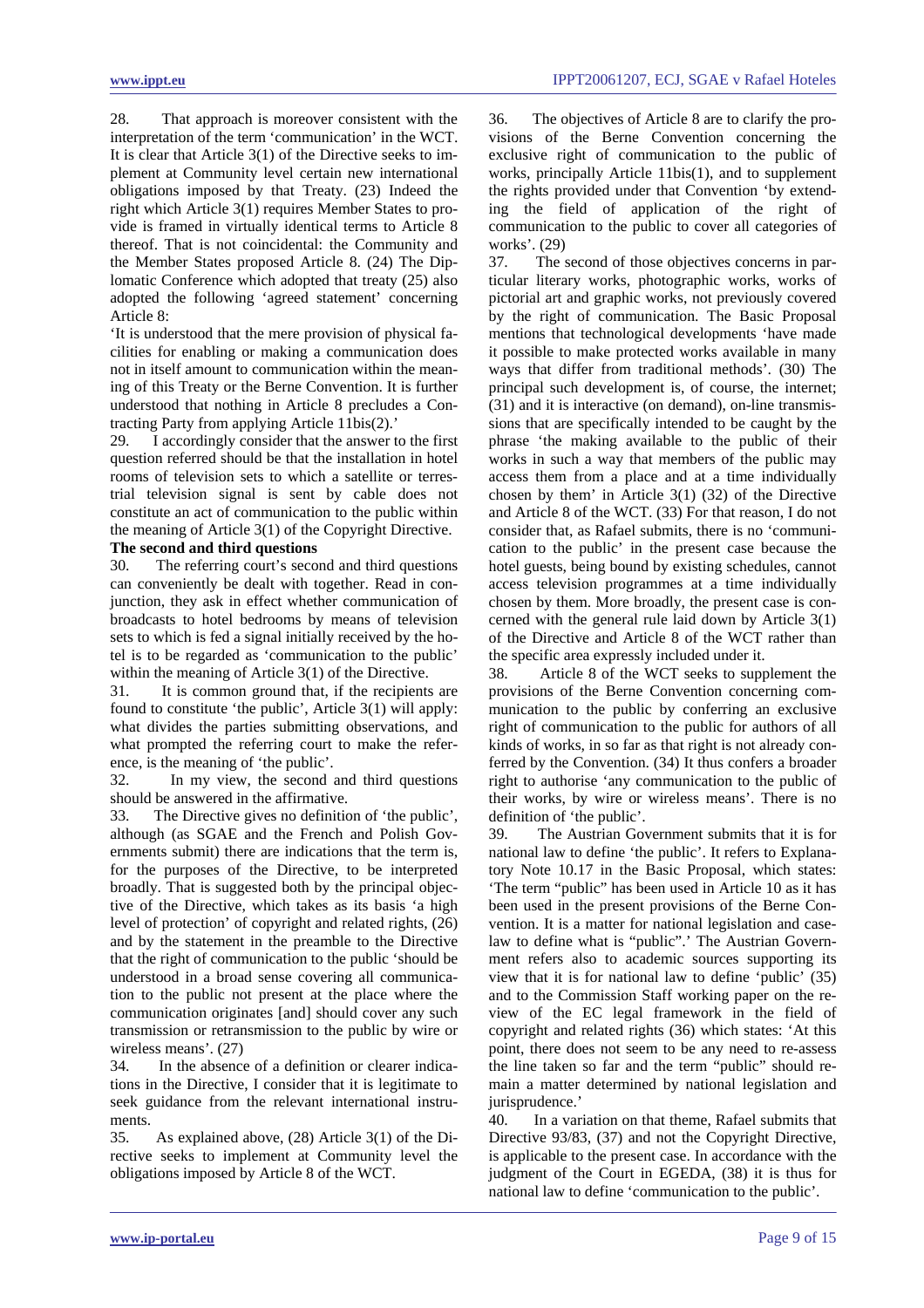28. That approach is moreover consistent with the interpretation of the term 'communication' in the WCT. It is clear that Article 3(1) of the Directive seeks to implement at Community level certain new international obligations imposed by that Treaty. (23) Indeed the right which Article 3(1) requires Member States to provide is framed in virtually identical terms to Article 8 thereof. That is not coincidental: the Community and the Member States proposed Article 8. (24) The Diplomatic Conference which adopted that treaty (25) also adopted the following 'agreed statement' concerning Article 8:

'It is understood that the mere provision of physical facilities for enabling or making a communication does not in itself amount to communication within the meaning of this Treaty or the Berne Convention. It is further understood that nothing in Article 8 precludes a Contracting Party from applying Article 11bis(2).'

29. I accordingly consider that the answer to the first question referred should be that the installation in hotel rooms of television sets to which a satellite or terrestrial television signal is sent by cable does not constitute an act of communication to the public within the meaning of Article 3(1) of the Copyright Directive.

**The second and third questions**

30. The referring court's second and third questions can conveniently be dealt with together. Read in conjunction, they ask in effect whether communication of broadcasts to hotel bedrooms by means of television sets to which is fed a signal initially received by the hotel is to be regarded as 'communication to the public' within the meaning of Article 3(1) of the Directive.

31. It is common ground that, if the recipients are found to constitute 'the public', Article 3(1) will apply: what divides the parties submitting observations, and what prompted the referring court to make the reference, is the meaning of 'the public'.

32. In my view, the second and third questions should be answered in the affirmative.

33. The Directive gives no definition of 'the public', although (as SGAE and the French and Polish Governments submit) there are indications that the term is, for the purposes of the Directive, to be interpreted broadly. That is suggested both by the principal objective of the Directive, which takes as its basis 'a high level of protection' of copyright and related rights, (26) and by the statement in the preamble to the Directive that the right of communication to the public 'should be understood in a broad sense covering all communication to the public not present at the place where the communication originates [and] should cover any such transmission or retransmission to the public by wire or wireless means'. (27)

34. In the absence of a definition or clearer indications in the Directive, I consider that it is legitimate to seek guidance from the relevant international instruments.

35. As explained above, (28) Article 3(1) of the Directive seeks to implement at Community level the obligations imposed by Article 8 of the WCT.

36. The objectives of Article 8 are to clarify the provisions of the Berne Convention concerning the exclusive right of communication to the public of works, principally Article 11bis(1), and to supplement the rights provided under that Convention 'by extending the field of application of the right of communication to the public to cover all categories of works'. (29)

37. The second of those objectives concerns in particular literary works, photographic works, works of pictorial art and graphic works, not previously covered by the right of communication. The Basic Proposal mentions that technological developments 'have made it possible to make protected works available in many ways that differ from traditional methods'. (30) The principal such development is, of course, the internet; (31) and it is interactive (on demand), on-line transmissions that are specifically intended to be caught by the phrase 'the making available to the public of their works in such a way that members of the public may access them from a place and at a time individually chosen by them' in Article 3(1) (32) of the Directive and Article 8 of the WCT. (33) For that reason, I do not consider that, as Rafael submits, there is no 'communication to the public' in the present case because the hotel guests, being bound by existing schedules, cannot access television programmes at a time individually chosen by them. More broadly, the present case is concerned with the general rule laid down by Article 3(1) of the Directive and Article 8 of the WCT rather than the specific area expressly included under it.

38. Article 8 of the WCT seeks to supplement the provisions of the Berne Convention concerning communication to the public by conferring an exclusive right of communication to the public for authors of all kinds of works, in so far as that right is not already conferred by the Convention. (34) It thus confers a broader right to authorise 'any communication to the public of their works, by wire or wireless means'. There is no definition of 'the public'.

39. The Austrian Government submits that it is for national law to define 'the public'. It refers to Explanatory Note 10.17 in the Basic Proposal, which states: 'The term "public" has been used in Article 10 as it has been used in the present provisions of the Berne Convention. It is a matter for national legislation and case-law to define what is "public".' The Austrian Government refers also to academic sources supporting its view that it is for national law to define 'public' (35) and to the Commission Staff working paper on the review of the EC legal framework in the field of copyright and related rights (36) which states: 'At this point, there does not seem to be any need to re-assess the line taken so far and the term "public" should remain a matter determined by national legislation and jurisprudence.'

40. In a variation on that theme, Rafael submits that Directive 93/83, (37) and not the Copyright Directive, is applicable to the present case. In accordance with the judgment of the Court in EGEDA, (38) it is thus for national law to define 'communication to the public'.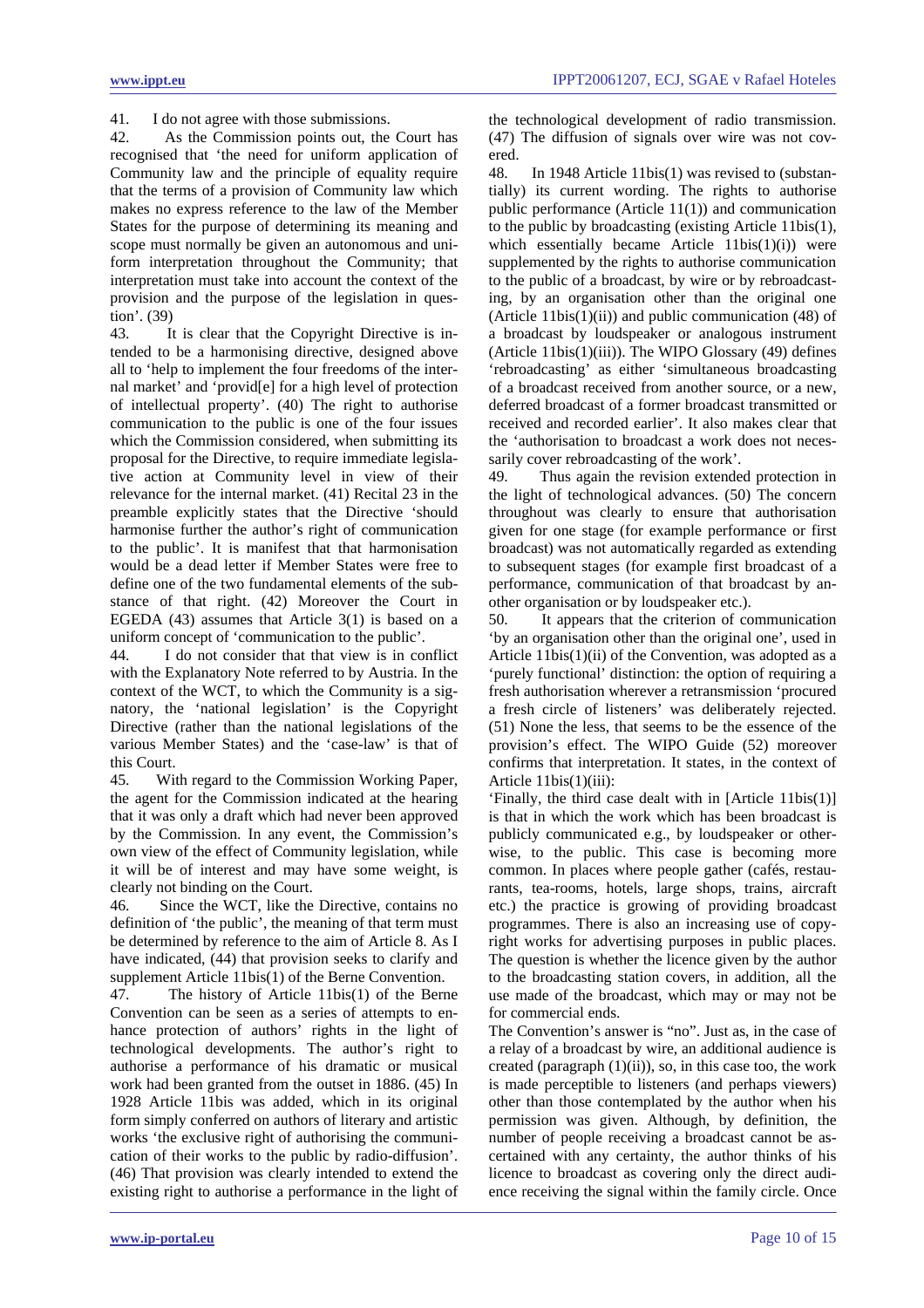41. I do not agree with those submissions.

42. As the Commission points out, the Court has recognised that 'the need for uniform application of Community law and the principle of equality require that the terms of a provision of Community law which makes no express reference to the law of the Member States for the purpose of determining its meaning and scope must normally be given an autonomous and uniform interpretation throughout the Community; that interpretation must take into account the context of the provision and the purpose of the legislation in question'. (39)

43. It is clear that the Copyright Directive is intended to be a harmonising directive, designed above all to 'help to implement the four freedoms of the internal market' and 'provid[e] for a high level of protection of intellectual property'. (40) The right to authorise communication to the public is one of the four issues which the Commission considered, when submitting its proposal for the Directive, to require immediate legislative action at Community level in view of their relevance for the internal market. (41) Recital 23 in the preamble explicitly states that the Directive 'should harmonise further the author's right of communication to the public'. It is manifest that that harmonisation would be a dead letter if Member States were free to define one of the two fundamental elements of the substance of that right. (42) Moreover the Court in EGEDA (43) assumes that Article 3(1) is based on a uniform concept of 'communication to the public'.

44. I do not consider that that view is in conflict with the Explanatory Note referred to by Austria. In the context of the WCT, to which the Community is a signatory, the 'national legislation' is the Copyright Directive (rather than the national legislations of the various Member States) and the 'case-law' is that of this Court.

45. With regard to the Commission Working Paper, the agent for the Commission indicated at the hearing that it was only a draft which had never been approved by the Commission. In any event, the Commission's own view of the effect of Community legislation, while it will be of interest and may have some weight, is clearly not binding on the Court.

46. Since the WCT, like the Directive, contains no definition of 'the public', the meaning of that term must be determined by reference to the aim of Article 8. As I have indicated, (44) that provision seeks to clarify and supplement Article 11bis(1) of the Berne Convention.

47. The history of Article 11bis(1) of the Berne Convention can be seen as a series of attempts to enhance protection of authors' rights in the light of technological developments. The author's right to authorise a performance of his dramatic or musical work had been granted from the outset in 1886. (45) In 1928 Article 11bis was added, which in its original form simply conferred on authors of literary and artistic works 'the exclusive right of authorising the communication of their works to the public by radio-diffusion'. (46) That provision was clearly intended to extend the existing right to authorise a performance in the light of the technological development of radio transmission. (47) The diffusion of signals over wire was not covered.

48. In 1948 Article 11bis(1) was revised to (substantially) its current wording. The rights to authorise public performance (Article 11(1)) and communication to the public by broadcasting (existing Article 11bis(1), which essentially became Article 11bis(1)(i)) were supplemented by the rights to authorise communication to the public of a broadcast, by wire or by rebroadcasting, by an organisation other than the original one (Article 11bis(1)(ii)) and public communication (48) of a broadcast by loudspeaker or analogous instrument (Article 11bis(1)(iii)). The WIPO Glossary (49) defines 'rebroadcasting' as either 'simultaneous broadcasting of a broadcast received from another source, or a new, deferred broadcast of a former broadcast transmitted or received and recorded earlier'. It also makes clear that the 'authorisation to broadcast a work does not necessarily cover rebroadcasting of the work'.

49. Thus again the revision extended protection in the light of technological advances. (50) The concern throughout was clearly to ensure that authorisation given for one stage (for example performance or first broadcast) was not automatically regarded as extending to subsequent stages (for example first broadcast of a performance, communication of that broadcast by another organisation or by loudspeaker etc.).

50. It appears that the criterion of communication 'by an organisation other than the original one', used in Article 11bis(1)(ii) of the Convention, was adopted as a 'purely functional' distinction: the option of requiring a fresh authorisation wherever a retransmission 'procured a fresh circle of listeners' was deliberately rejected. (51) None the less, that seems to be the essence of the provision's effect. The WIPO Guide (52) moreover confirms that interpretation. It states, in the context of Article 11bis(1)(iii):

'Finally, the third case dealt with in [Article 11bis(1)] is that in which the work which has been broadcast is publicly communicated e.g., by loudspeaker or otherwise, to the public. This case is becoming more common. In places where people gather (cafés, restaurants, tea-rooms, hotels, large shops, trains, aircraft etc.) the practice is growing of providing broadcast programmes. There is also an increasing use of copyright works for advertising purposes in public places. The question is whether the licence given by the author to the broadcasting station covers, in addition, all the use made of the broadcast, which may or may not be for commercial ends.

The Convention's answer is "no". Just as, in the case of a relay of a broadcast by wire, an additional audience is created (paragraph (1)(ii)), so, in this case too, the work is made perceptible to listeners (and perhaps viewers) other than those contemplated by the author when his permission was given. Although, by definition, the number of people receiving a broadcast cannot be ascertained with any certainty, the author thinks of his licence to broadcast as covering only the direct audience receiving the signal within the family circle. Once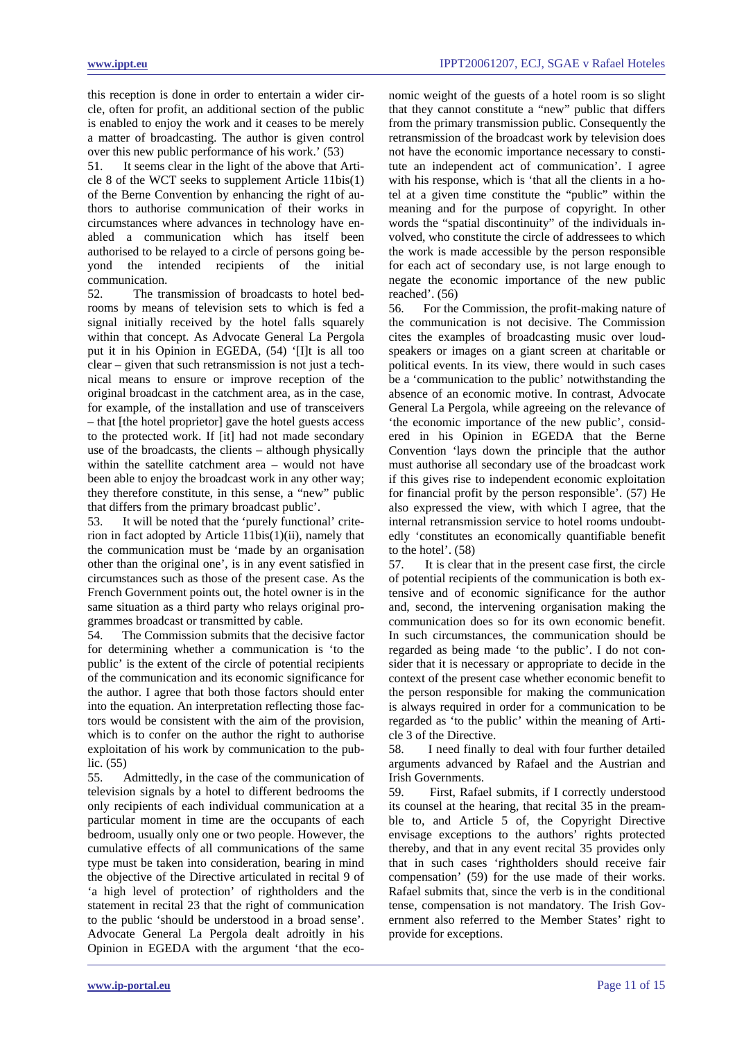this reception is done in order to entertain a wider circle, often for profit, an additional section of the public is enabled to enjoy the work and it ceases to be merely a matter of broadcasting. The author is given control over this new public performance of his work.' (53)

51. It seems clear in the light of the above that Article 8 of the WCT seeks to supplement Article 11bis(1) of the Berne Convention by enhancing the right of authors to authorise communication of their works in circumstances where advances in technology have enabled a communication which has itself been authorised to be relayed to a circle of persons going beyond the intended recipients of the initial communication.

52. The transmission of broadcasts to hotel bedrooms by means of television sets to which is fed a signal initially received by the hotel falls squarely within that concept. As Advocate General La Pergola put it in his Opinion in EGEDA, (54) '[I]t is all too clear – given that such retransmission is not just a technical means to ensure or improve reception of the original broadcast in the catchment area, as in the case, for example, of the installation and use of transceivers – that [the hotel proprietor] gave the hotel guests access to the protected work. If [it] had not made secondary use of the broadcasts, the clients – although physically within the satellite catchment area – would not have been able to enjoy the broadcast work in any other way; they therefore constitute, in this sense, a "new" public that differs from the primary broadcast public'.

53. It will be noted that the 'purely functional' criterion in fact adopted by Article 11bis(1)(ii), namely that the communication must be 'made by an organisation other than the original one', is in any event satisfied in circumstances such as those of the present case. As the French Government points out, the hotel owner is in the same situation as a third party who relays original programmes broadcast or transmitted by cable.

54. The Commission submits that the decisive factor for determining whether a communication is 'to the public' is the extent of the circle of potential recipients of the communication and its economic significance for the author. I agree that both those factors should enter into the equation. An interpretation reflecting those factors would be consistent with the aim of the provision, which is to confer on the author the right to authorise exploitation of his work by communication to the public. (55)

55. Admittedly, in the case of the communication of television signals by a hotel to different bedrooms the only recipients of each individual communication at a particular moment in time are the occupants of each bedroom, usually only one or two people. However, the cumulative effects of all communications of the same type must be taken into consideration, bearing in mind the objective of the Directive articulated in recital 9 of 'a high level of protection' of rightholders and the statement in recital 23 that the right of communication to the public 'should be understood in a broad sense'. Advocate General La Pergola dealt adroitly in his Opinion in EGEDA with the argument 'that the economic weight of the guests of a hotel room is so slight that they cannot constitute a "new" public that differs from the primary transmission public. Consequently the retransmission of the broadcast work by television does not have the economic importance necessary to constitute an independent act of communication'. I agree with his response, which is 'that all the clients in a hotel at a given time constitute the "public" within the meaning and for the purpose of copyright. In other words the "spatial discontinuity" of the individuals involved, who constitute the circle of addressees to which the work is made accessible by the person responsible for each act of secondary use, is not large enough to negate the economic importance of the new public reached'. (56)

56. For the Commission, the profit-making nature of the communication is not decisive. The Commission cites the examples of broadcasting music over loudspeakers or images on a giant screen at charitable or political events. In its view, there would in such cases be a 'communication to the public' notwithstanding the absence of an economic motive. In contrast, Advocate General La Pergola, while agreeing on the relevance of 'the economic importance of the new public', considered in his Opinion in EGEDA that the Berne Convention 'lays down the principle that the author must authorise all secondary use of the broadcast work if this gives rise to independent economic exploitation for financial profit by the person responsible'. (57) He also expressed the view, with which I agree, that the internal retransmission service to hotel rooms undoubtedly 'constitutes an economically quantifiable benefit to the hotel'. (58)

57. It is clear that in the present case first, the circle of potential recipients of the communication is both extensive and of economic significance for the author and, second, the intervening organisation making the communication does so for its own economic benefit. In such circumstances, the communication should be regarded as being made 'to the public'. I do not consider that it is necessary or appropriate to decide in the context of the present case whether economic benefit to the person responsible for making the communication is always required in order for a communication to be regarded as 'to the public' within the meaning of Article 3 of the Directive.

58. I need finally to deal with four further detailed arguments advanced by Rafael and the Austrian and Irish Governments.

59. First, Rafael submits, if I correctly understood its counsel at the hearing, that recital 35 in the preamble to, and Article 5 of, the Copyright Directive envisage exceptions to the authors' rights protected thereby, and that in any event recital 35 provides only that in such cases 'rightholders should receive fair compensation' (59) for the use made of their works. Rafael submits that, since the verb is in the conditional tense, compensation is not mandatory. The Irish Government also referred to the Member States' right to provide for exceptions.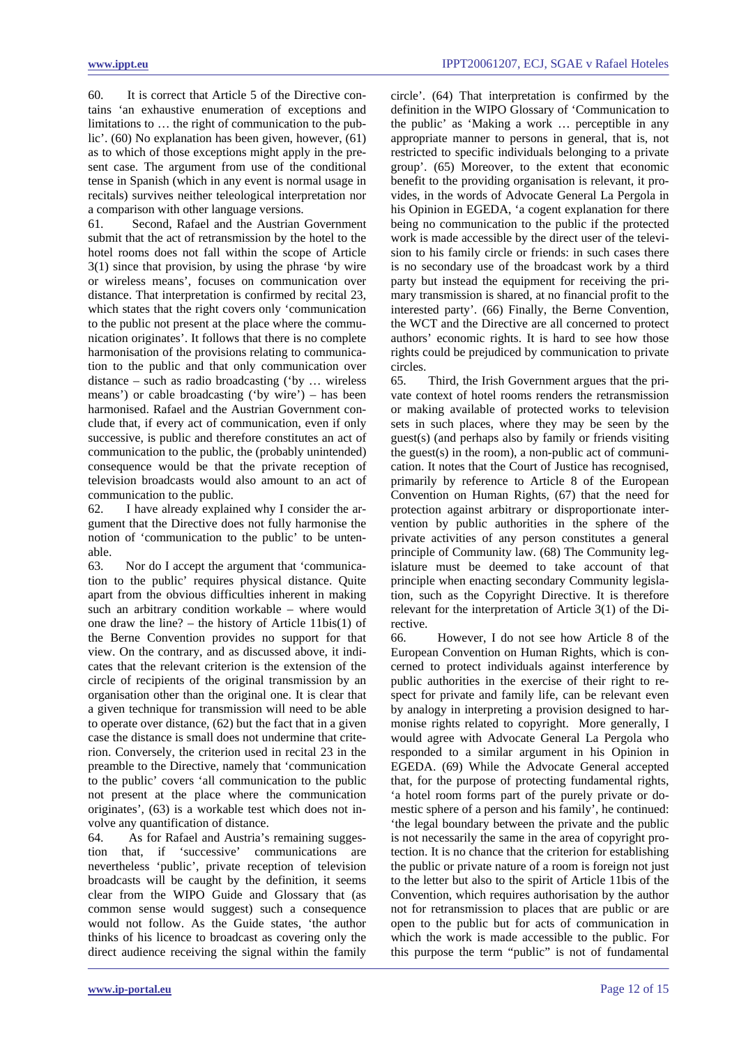60. It is correct that Article 5 of the Directive contains 'an exhaustive enumeration of exceptions and limitations to … the right of communication to the public'. (60) No explanation has been given, however, (61) as to which of those exceptions might apply in the present case. The argument from use of the conditional tense in Spanish (which in any event is normal usage in recitals) survives neither teleological interpretation nor a comparison with other language versions.

61. Second, Rafael and the Austrian Government submit that the act of retransmission by the hotel to the hotel rooms does not fall within the scope of Article 3(1) since that provision, by using the phrase 'by wire or wireless means', focuses on communication over distance. That interpretation is confirmed by recital 23, which states that the right covers only 'communication to the public not present at the place where the communication originates'. It follows that there is no complete harmonisation of the provisions relating to communication to the public and that only communication over distance – such as radio broadcasting ('by … wireless means') or cable broadcasting ('by wire') – has been harmonised. Rafael and the Austrian Government conclude that, if every act of communication, even if only successive, is public and therefore constitutes an act of communication to the public, the (probably unintended) consequence would be that the private reception of television broadcasts would also amount to an act of communication to the public.

62. I have already explained why I consider the argument that the Directive does not fully harmonise the notion of 'communication to the public' to be untenable.

63. Nor do I accept the argument that 'communication to the public' requires physical distance. Quite apart from the obvious difficulties inherent in making such an arbitrary condition workable – where would one draw the line? – the history of Article 11bis(1) of the Berne Convention provides no support for that view. On the contrary, and as discussed above, it indicates that the relevant criterion is the extension of the circle of recipients of the original transmission by an organisation other than the original one. It is clear that a given technique for transmission will need to be able to operate over distance, (62) but the fact that in a given case the distance is small does not undermine that criterion. Conversely, the criterion used in recital 23 in the preamble to the Directive, namely that 'communication to the public' covers 'all communication to the public not present at the place where the communication originates', (63) is a workable test which does not involve any quantification of distance.

64. As for Rafael and Austria's remaining suggestion that, if 'successive' communications are nevertheless 'public', private reception of television broadcasts will be caught by the definition, it seems clear from the WIPO Guide and Glossary that (as common sense would suggest) such a consequence would not follow. As the Guide states, 'the author thinks of his licence to broadcast as covering only the direct audience receiving the signal within the family circle'. (64) That interpretation is confirmed by the definition in the WIPO Glossary of 'Communication to the public' as 'Making a work … perceptible in any appropriate manner to persons in general, that is, not restricted to specific individuals belonging to a private group'. (65) Moreover, to the extent that economic benefit to the providing organisation is relevant, it provides, in the words of Advocate General La Pergola in his Opinion in EGEDA, 'a cogent explanation for there being no communication to the public if the protected work is made accessible by the direct user of the television to his family circle or friends: in such cases there is no secondary use of the broadcast work by a third party but instead the equipment for receiving the primary transmission is shared, at no financial profit to the interested party'. (66) Finally, the Berne Convention, the WCT and the Directive are all concerned to protect authors' economic rights. It is hard to see how those rights could be prejudiced by communication to private circles.

65. Third, the Irish Government argues that the private context of hotel rooms renders the retransmission or making available of protected works to television sets in such places, where they may be seen by the guest(s) (and perhaps also by family or friends visiting the guest(s) in the room), a non-public act of communication. It notes that the Court of Justice has recognised, primarily by reference to Article 8 of the European Convention on Human Rights, (67) that the need for protection against arbitrary or disproportionate intervention by public authorities in the sphere of the private activities of any person constitutes a general principle of Community law. (68) The Community legislature must be deemed to take account of that principle when enacting secondary Community legislation, such as the Copyright Directive. It is therefore relevant for the interpretation of Article 3(1) of the Directive.

66. However, I do not see how Article 8 of the European Convention on Human Rights, which is concerned to protect individuals against interference by public authorities in the exercise of their right to respect for private and family life, can be relevant even by analogy in interpreting a provision designed to harmonise rights related to copyright. More generally, I would agree with Advocate General La Pergola who responded to a similar argument in his Opinion in EGEDA. (69) While the Advocate General accepted that, for the purpose of protecting fundamental rights, 'a hotel room forms part of the purely private or domestic sphere of a person and his family', he continued: 'the legal boundary between the private and the public is not necessarily the same in the area of copyright protection. It is no chance that the criterion for establishing the public or private nature of a room is foreign not just to the letter but also to the spirit of Article 11bis of the Convention, which requires authorisation by the author not for retransmission to places that are public or are open to the public but for acts of communication in which the work is made accessible to the public. For this purpose the term "public" is not of fundamental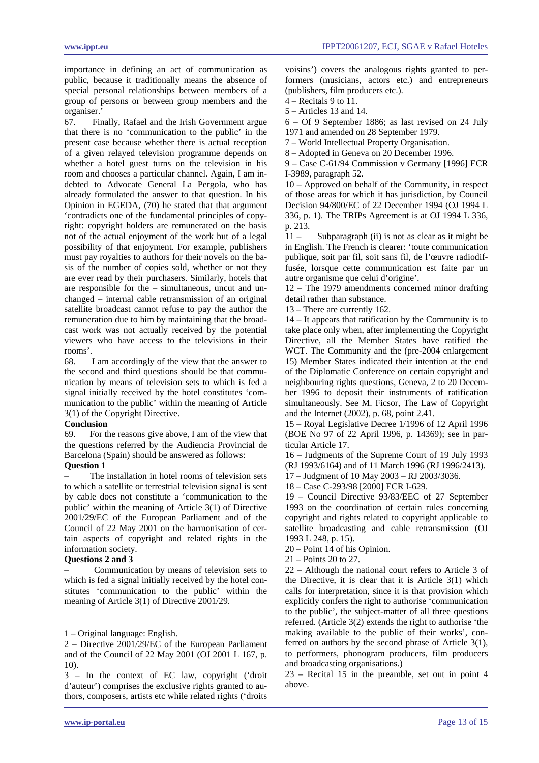importance in defining an act of communication as public, because it traditionally means the absence of special personal relationships between members of a group of persons or between group members and the organiser.'

67. Finally, Rafael and the Irish Government argue that there is no 'communication to the public' in the present case because whether there is actual reception of a given relayed television programme depends on whether a hotel guest turns on the television in his room and chooses a particular channel. Again, I am indebted to Advocate General La Pergola, who has already formulated the answer to that question. In his Opinion in EGEDA, (70) he stated that that argument 'contradicts one of the fundamental principles of copyright: copyright holders are remunerated on the basis not of the actual enjoyment of the work but of a legal possibility of that enjoyment. For example, publishers must pay royalties to authors for their novels on the basis of the number of copies sold, whether or not they are ever read by their purchasers. Similarly, hotels that are responsible for the – simultaneous, uncut and unchanged – internal cable retransmission of an original satellite broadcast cannot refuse to pay the author the remuneration due to him by maintaining that the broadcast work was not actually received by the potential viewers who have access to the televisions in their rooms'.

68. I am accordingly of the view that the answer to the second and third questions should be that communication by means of television sets to which is fed a signal initially received by the hotel constitutes 'communication to the public' within the meaning of Article 3(1) of the Copyright Directive.

**Conclusion**

69. For the reasons give above, I am of the view that the questions referred by the Audiencia Provincial de Barcelona (Spain) should be answered as follows:

**Question 1**

– The installation in hotel rooms of television sets to which a satellite or terrestrial television signal is sent by cable does not constitute a 'communication to the public' within the meaning of Article 3(1) of Directive 2001/29/EC of the European Parliament and of the Council of 22 May 2001 on the harmonisation of certain aspects of copyright and related rights in the information society.

**Questions 2 and 3**

– Communication by means of television sets to which is fed a signal initially received by the hotel constitutes 'communication to the public' within the meaning of Article 3(1) of Directive 2001/29.

---

1 – Original language: English.

2 – Directive 2001/29/EC of the European Parliament and of the Council of 22 May 2001 (OJ 2001 L 167, p. 10).

3 – In the context of EC law, copyright ('droit d'auteur') comprises the exclusive rights granted to authors, composers, artists etc while related rights ('droits voisins') covers the analogous rights granted to performers (musicians, actors etc.) and entrepreneurs (publishers, film producers etc.).

4 – Recitals 9 to 11.

5 – Articles 13 and 14.

6 – Of 9 September 1886; as last revised on 24 July 1971 and amended on 28 September 1979.

7 – World Intellectual Property Organisation.

8 – Adopted in Geneva on 20 December 1996.

9 – Case C-61/94 Commission v Germany [1996] ECR I-3989, paragraph 52.

10 – Approved on behalf of the Community, in respect of those areas for which it has jurisdiction, by Council Decision 94/800/EC of 22 December 1994 (OJ 1994 L 336, p. 1). The TRIPs Agreement is at OJ 1994 L 336, p. 213.

11 – Subparagraph (ii) is not as clear as it might be in English. The French is clearer: 'toute communication publique, soit par fil, soit sans fil, de l'œuvre radiodiffusée, lorsque cette communication est faite par un autre organisme que celui d'origine'.

12 – The 1979 amendments concerned minor drafting detail rather than substance.

13 – There are currently 162.

14 – It appears that ratification by the Community is to take place only when, after implementing the Copyright Directive, all the Member States have ratified the WCT. The Community and the (pre-2004 enlargement 15) Member States indicated their intention at the end of the Diplomatic Conference on certain copyright and neighbouring rights questions, Geneva, 2 to 20 December 1996 to deposit their instruments of ratification simultaneously. See M. Ficsor, The Law of Copyright and the Internet (2002), p. 68, point 2.41.

15 – Royal Legislative Decree 1/1996 of 12 April 1996 (BOE No 97 of 22 April 1996, p. 14369); see in particular Article 17.

16 – Judgments of the Supreme Court of 19 July 1993 (RJ 1993/6164) and of 11 March 1996 (RJ 1996/2413).

17 – Judgment of 10 May 2003 – RJ 2003/3036.

18 – Case C-293/98 [2000] ECR I-629.

19 – Council Directive 93/83/EEC of 27 September 1993 on the coordination of certain rules concerning copyright and rights related to copyright applicable to satellite broadcasting and cable retransmission (OJ 1993 L 248, p. 15).

20 – Point 14 of his Opinion.

21 – Points 20 to 27.

22 – Although the national court refers to Article 3 of the Directive, it is clear that it is Article 3(1) which calls for interpretation, since it is that provision which explicitly confers the right to authorise 'communication to the public', the subject-matter of all three questions referred. (Article 3(2) extends the right to authorise 'the making available to the public of their works', conferred on authors by the second phrase of Article 3(1), to performers, phonogram producers, film producers and broadcasting organisations.)

23 – Recital 15 in the preamble, set out in point 4 above.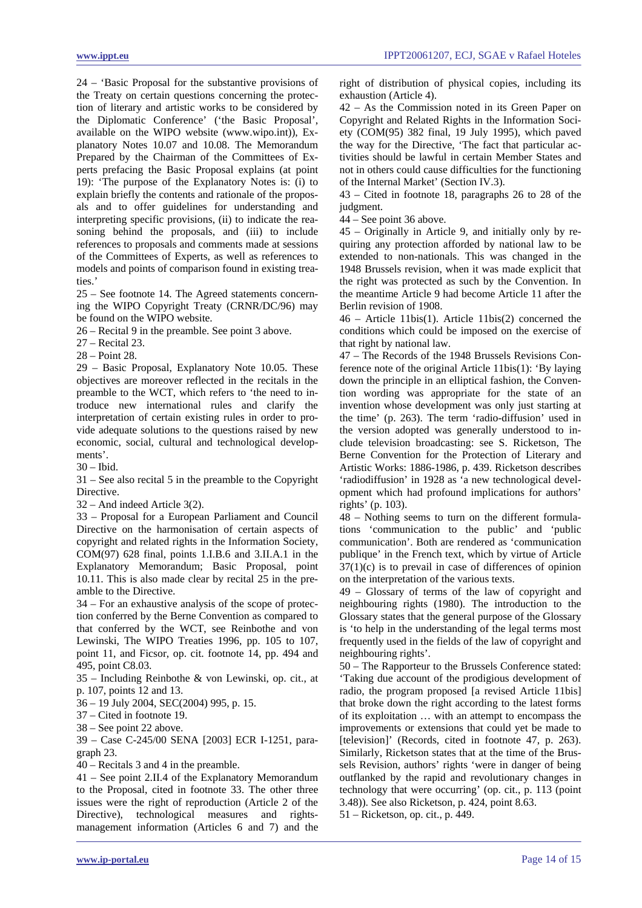24 – 'Basic Proposal for the substantive provisions of the Treaty on certain questions concerning the protection of literary and artistic works to be considered by the Diplomatic Conference' ('the Basic Proposal', available on the WIPO website (www.wipo.int)), Explanatory Notes 10.07 and 10.08. The Memorandum Prepared by the Chairman of the Committees of Experts prefacing the Basic Proposal explains (at point 19): 'The purpose of the Explanatory Notes is: (i) to explain briefly the contents and rationale of the proposals and to offer guidelines for understanding and interpreting specific provisions, (ii) to indicate the reasoning behind the proposals, and (iii) to include references to proposals and comments made at sessions of the Committees of Experts, as well as references to models and points of comparison found in existing treaties.'

25 – See footnote 14. The Agreed statements concerning the WIPO Copyright Treaty (CRNR/DC/96) may be found on the WIPO website.

26 – Recital 9 in the preamble. See point 3 above.

27 – Recital 23.

28 – Point 28.

29 – Basic Proposal, Explanatory Note 10.05. These objectives are moreover reflected in the recitals in the preamble to the WCT, which refers to 'the need to introduce new international rules and clarify the interpretation of certain existing rules in order to provide adequate solutions to the questions raised by new economic, social, cultural and technological developments'.

30 – Ibid.

31 – See also recital 5 in the preamble to the Copyright Directive.

32 – And indeed Article 3(2).

33 – Proposal for a European Parliament and Council Directive on the harmonisation of certain aspects of copyright and related rights in the Information Society, COM(97) 628 final, points 1.I.B.6 and 3.II.A.1 in the Explanatory Memorandum; Basic Proposal, point 10.11. This is also made clear by recital 25 in the preamble to the Directive.

34 – For an exhaustive analysis of the scope of protection conferred by the Berne Convention as compared to that conferred by the WCT, see Reinbothe and von Lewinski, The WIPO Treaties 1996, pp. 105 to 107, point 11, and Ficsor, op. cit. footnote 14, pp. 494 and 495, point C8.03.

35 – Including Reinbothe & von Lewinski, op. cit., at p. 107, points 12 and 13.

36 – 19 July 2004, SEC(2004) 995, p. 15.

37 – Cited in footnote 19.

38 – See point 22 above.

39 – Case C-245/00 SENA [2003] ECR I-1251, paragraph 23.

40 – Recitals 3 and 4 in the preamble.

41 – See point 2.II.4 of the Explanatory Memorandum to the Proposal, cited in footnote 33. The other three issues were the right of reproduction (Article 2 of the Directive), technological measures and rights-management information (Articles 6 and 7) and the right of distribution of physical copies, including its exhaustion (Article 4).

42 – As the Commission noted in its Green Paper on Copyright and Related Rights in the Information Society (COM(95) 382 final, 19 July 1995), which paved the way for the Directive, 'The fact that particular activities should be lawful in certain Member States and not in others could cause difficulties for the functioning of the Internal Market' (Section IV.3).

43 – Cited in footnote 18, paragraphs 26 to 28 of the judgment.

44 – See point 36 above.

45 – Originally in Article 9, and initially only by requiring any protection afforded by national law to be extended to non-nationals. This was changed in the 1948 Brussels revision, when it was made explicit that the right was protected as such by the Convention. In the meantime Article 9 had become Article 11 after the Berlin revision of 1908.

46 – Article 11bis(1). Article 11bis(2) concerned the conditions which could be imposed on the exercise of that right by national law.

47 – The Records of the 1948 Brussels Revisions Conference note of the original Article 11bis(1): 'By laying down the principle in an elliptical fashion, the Convention wording was appropriate for the state of an invention whose development was only just starting at the time' (p. 263). The term 'radio-diffusion' used in the version adopted was generally understood to include television broadcasting: see S. Ricketson, The Berne Convention for the Protection of Literary and Artistic Works: 1886-1986, p. 439. Ricketson describes 'radiodiffusion' in 1928 as 'a new technological development which had profound implications for authors' rights' (p. 103).

48 – Nothing seems to turn on the different formulations 'communication to the public' and 'public communication'. Both are rendered as 'communication publique' in the French text, which by virtue of Article 37(1)(c) is to prevail in case of differences of opinion on the interpretation of the various texts.

49 – Glossary of terms of the law of copyright and neighbouring rights (1980). The introduction to the Glossary states that the general purpose of the Glossary is 'to help in the understanding of the legal terms most frequently used in the fields of the law of copyright and neighbouring rights'.

50 – The Rapporteur to the Brussels Conference stated: 'Taking due account of the prodigious development of radio, the program proposed [a revised Article 11bis] that broke down the right according to the latest forms of its exploitation … with an attempt to encompass the improvements or extensions that could yet be made to [television]' (Records, cited in footnote 47, p. 263). Similarly, Ricketson states that at the time of the Brussels Revision, authors' rights 'were in danger of being outflanked by the rapid and revolutionary changes in technology that were occurring' (op. cit., p. 113 (point 3.48)). See also Ricketson, p. 424, point 8.63.

51 – Ricketson, op. cit., p. 449.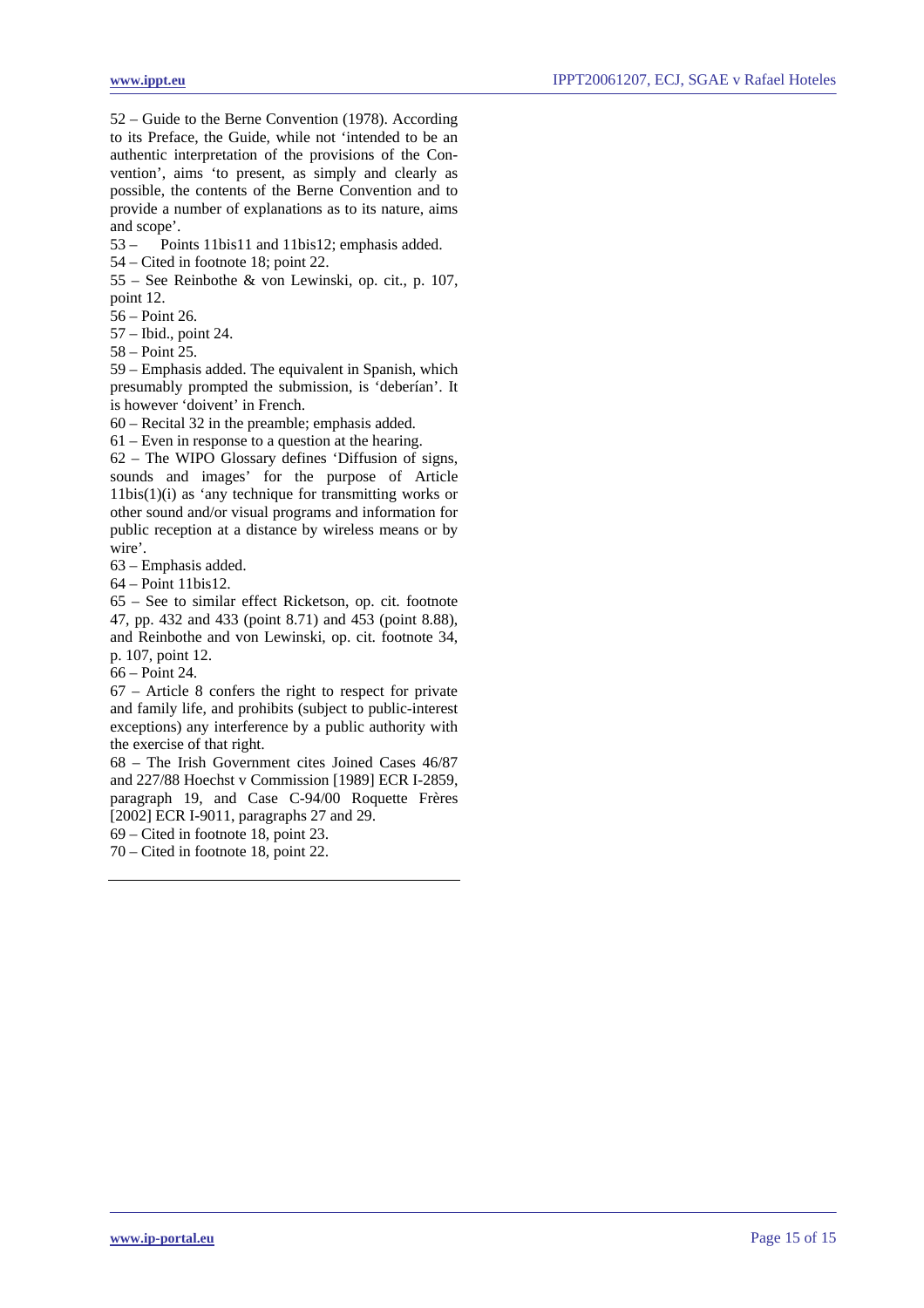52 – Guide to the Berne Convention (1978). According to its Preface, the Guide, while not 'intended to be an authentic interpretation of the provisions of the Convention', aims 'to present, as simply and clearly as possible, the contents of the Berne Convention and to provide a number of explanations as to its nature, aims and scope'.

53 – Points 11bis11 and 11bis12; emphasis added.

54 – Cited in footnote 18; point 22.

55 – See Reinbothe & von Lewinski, op. cit., p. 107, point 12.

56 – Point 26.

57 – Ibid., point 24.

58 – Point 25.

59 – Emphasis added. The equivalent in Spanish, which presumably prompted the submission, is 'deberían'. It is however 'doivent' in French.

60 – Recital 32 in the preamble; emphasis added.

61 – Even in response to a question at the hearing.

62 – The WIPO Glossary defines 'Diffusion of signs, sounds and images' for the purpose of Article 11bis(1)(i) as 'any technique for transmitting works or other sound and/or visual programs and information for public reception at a distance by wireless means or by wire'.

63 – Emphasis added.

64 – Point 11bis12.

65 – See to similar effect Ricketson, op. cit. footnote 47, pp. 432 and 433 (point 8.71) and 453 (point 8.88), and Reinbothe and von Lewinski, op. cit. footnote 34, p. 107, point 12.

66 – Point 24.

67 – Article 8 confers the right to respect for private and family life, and prohibits (subject to public-interest exceptions) any interference by a public authority with the exercise of that right.

68 – The Irish Government cites Joined Cases 46/87 and 227/88 Hoechst v Commission [1989] ECR I-2859, paragraph 19, and Case C-94/00 Roquette Frères [2002] ECR I-9011, paragraphs 27 and 29.

69 – Cited in footnote 18, point 23.

70 – Cited in footnote 18, point 22.